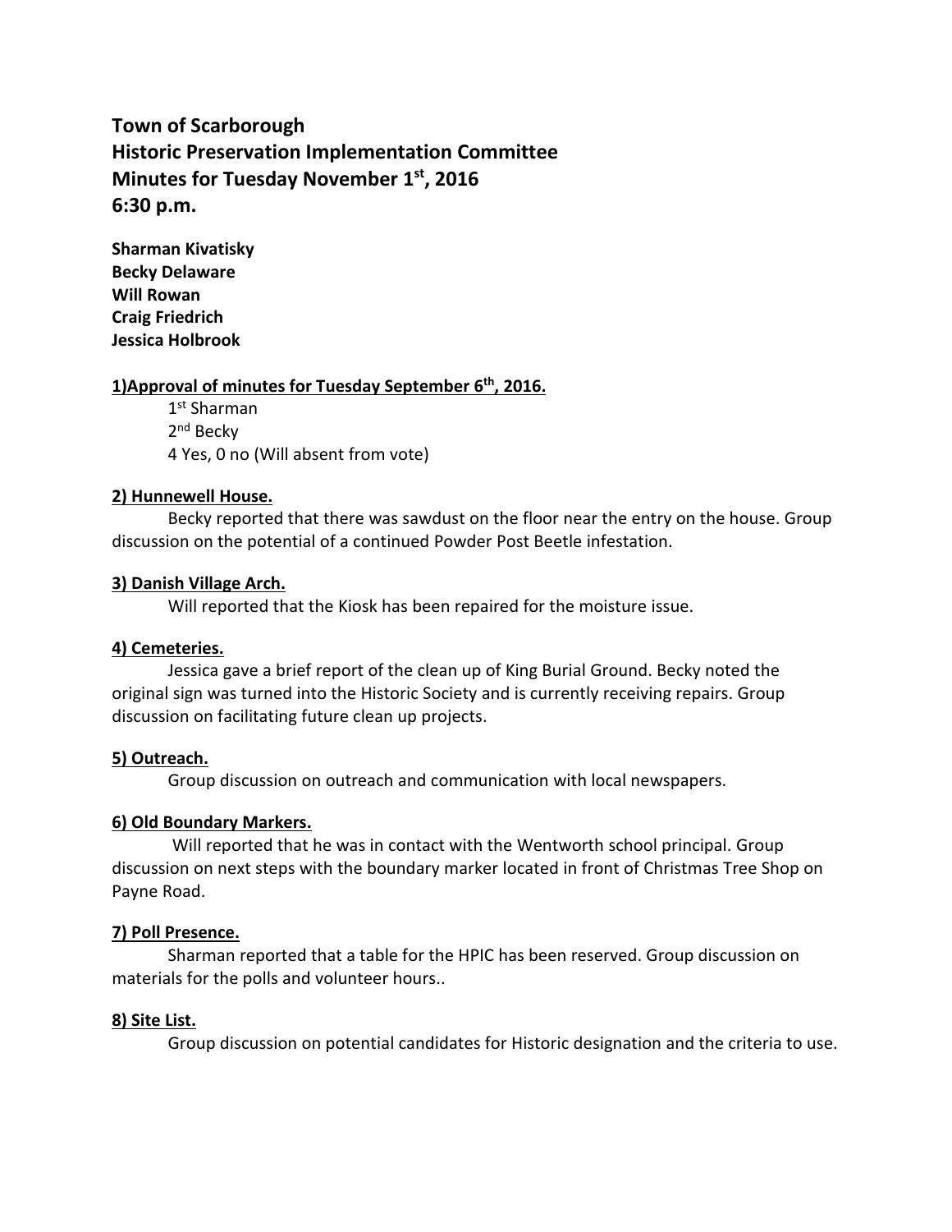**Town of Scarborough**
**Historic Preservation Implementation Committee**
**Minutes for Tuesday November 1st, 2016**
**6:30 p.m.**

**Sharman Kivatisky**
**Becky Delaware**
**Will Rowan**
**Craig Friedrich**
**Jessica Holbrook**

**1)Approval of minutes for Tuesday September 6th, 2016.**

1st Sharman
2nd Becky
4 Yes, 0 no (Will absent from vote)

**2) Hunnewell House.**

Becky reported that there was sawdust on the floor near the entry on the house. Group discussion on the potential of a continued Powder Post Beetle infestation.

**3) Danish Village Arch.**

Will reported that the Kiosk has been repaired for the moisture issue.

**4) Cemeteries.**

Jessica gave a brief report of the clean up of King Burial Ground. Becky noted the original sign was turned into the Historic Society and is currently receiving repairs. Group discussion on facilitating future clean up projects.

**5) Outreach.**

Group discussion on outreach and communication with local newspapers.

**6) Old Boundary Markers.**

Will reported that he was in contact with the Wentworth school principal. Group discussion on next steps with the boundary marker located in front of Christmas Tree Shop on Payne Road.

**7) Poll Presence.**

Sharman reported that a table for the HPIC has been reserved. Group discussion on materials for the polls and volunteer hours..

**8) Site List.**

Group discussion on potential candidates for Historic designation and the criteria to use.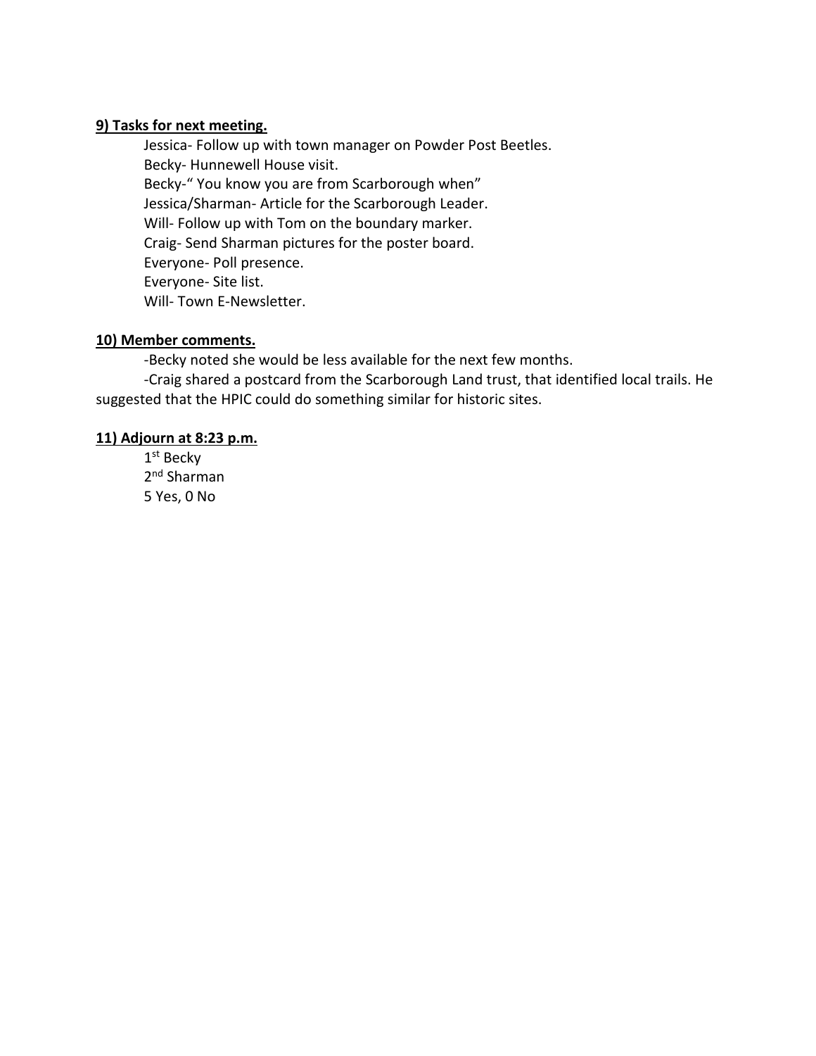**9) Tasks for next meeting.**

Jessica- Follow up with town manager on Powder Post Beetles.
Becky- Hunnewell House visit.
Becky-" You know you are from Scarborough when"
Jessica/Sharman- Article for the Scarborough Leader.
Will- Follow up with Tom on the boundary marker.
Craig- Send Sharman pictures for the poster board.
Everyone- Poll presence.
Everyone- Site list.
Will- Town E-Newsletter.

**10) Member comments.**

-Becky noted she would be less available for the next few months.

-Craig shared a postcard from the Scarborough Land trust, that identified local trails. He suggested that the HPIC could do something similar for historic sites.

**11) Adjourn at 8:23 p.m.**

1st Becky
2nd Sharman
5 Yes, 0 No